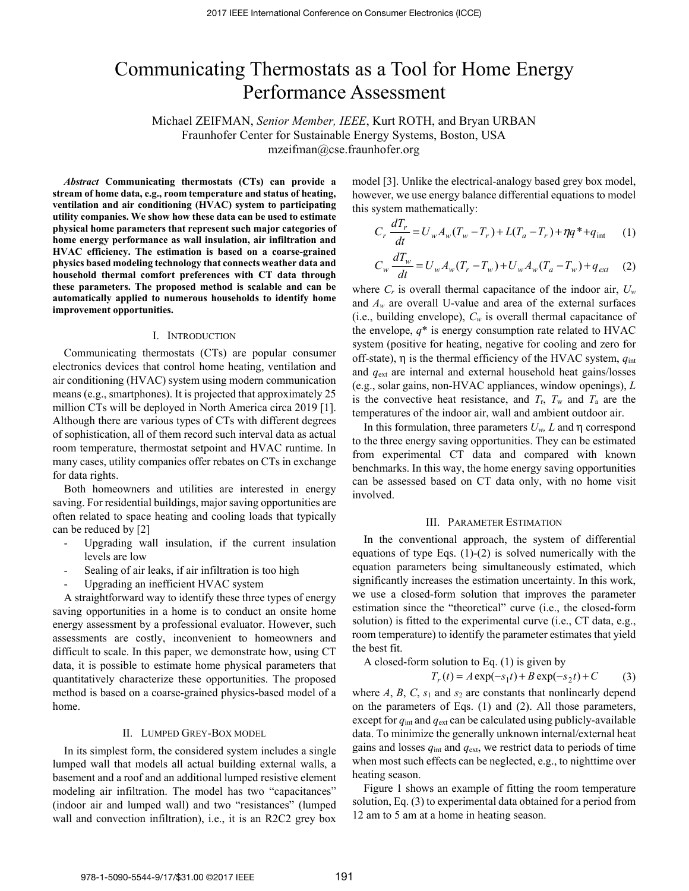# Communicating Thermostats as a Tool for Home Energy Performance Assessment

Michael ZEIFMAN, *Senior Member, IEEE*, Kurt ROTH, and Bryan URBAN
Fraunhofer Center for Sustainable Energy Systems, Boston, USA
mzeifman@cse.fraunhofer.org

***Abstract*** **Communicating thermostats (CTs) can provide a stream of home data, e.g., room temperature and status of heating, ventilation and air conditioning (HVAC) system to participating utility companies. We show how these data can be used to estimate physical home parameters that represent such major categories of home energy performance as wall insulation, air infiltration and HVAC efficiency. The estimation is based on a coarse-grained physics based modeling technology that connects weather data and household thermal comfort preferences with CT data through these parameters. The proposed method is scalable and can be automatically applied to numerous households to identify home improvement opportunities.**

## I. Introduction

Communicating thermostats (CTs) are popular consumer electronics devices that control home heating, ventilation and air conditioning (HVAC) system using modern communication means (e.g., smartphones). It is projected that approximately 25 million CTs will be deployed in North America circa 2019 [1]. Although there are various types of CTs with different degrees of sophistication, all of them record such interval data as actual room temperature, thermostat setpoint and HVAC runtime. In many cases, utility companies offer rebates on CTs in exchange for data rights.

Both homeowners and utilities are interested in energy saving. For residential buildings, major saving opportunities are often related to space heating and cooling loads that typically can be reduced by [2]

- Upgrading wall insulation, if the current insulation levels are low
- Sealing of air leaks, if air infiltration is too high
- Upgrading an inefficient HVAC system

A straightforward way to identify these three types of energy saving opportunities in a home is to conduct an onsite home energy assessment by a professional evaluator. However, such assessments are costly, inconvenient to homeowners and difficult to scale. In this paper, we demonstrate how, using CT data, it is possible to estimate home physical parameters that quantitatively characterize these opportunities. The proposed method is based on a coarse-grained physics-based model of a home.

## II. Lumped Grey-Box model

In its simplest form, the considered system includes a single lumped wall that models all actual building external walls, a basement and a roof and an additional lumped resistive element modeling air infiltration. The model has two "capacitances" (indoor air and lumped wall) and two "resistances" (lumped wall and convection infiltration), i.e., it is an R2C2 grey box model [3]. Unlike the electrical-analogy based grey box model, however, we use energy balance differential equations to model this system mathematically:

$$C_r \frac{dT_r}{dt} = U_w A_w (T_w - T_r) + L(T_a - T_r) + \eta q^* + q_{\mathrm{int}} \quad (1)$$

$$C_w \frac{dT_w}{dt} = U_w A_w (T_r - T_w) + U_w A_w (T_a - T_w) + q_{ext} \quad (2)$$

where $C_r$ is overall thermal capacitance of the indoor air, $U_w$ and $A_w$ are overall U-value and area of the external surfaces (i.e., building envelope), $C_w$ is overall thermal capacitance of the envelope, $q^*$ is energy consumption rate related to HVAC system (positive for heating, negative for cooling and zero for off-state), $\eta$ is the thermal efficiency of the HVAC system, $q_{\mathrm{int}}$ and $q_{\mathrm{ext}}$ are internal and external household heat gains/losses (e.g., solar gains, non-HVAC appliances, window openings), $L$ is the convective heat resistance, and $T_r$, $T_w$ and $T_a$ are the temperatures of the indoor air, wall and ambient outdoor air.

In this formulation, three parameters $U_w$, $L$ and $\eta$ correspond to the three energy saving opportunities. They can be estimated from experimental CT data and compared with known benchmarks. In this way, the home energy saving opportunities can be assessed based on CT data only, with no home visit involved.

## III. Parameter Estimation

In the conventional approach, the system of differential equations of type Eqs. (1)-(2) is solved numerically with the equation parameters being simultaneously estimated, which significantly increases the estimation uncertainty. In this work, we use a closed-form solution that improves the parameter estimation since the "theoretical" curve (i.e., the closed-form solution) is fitted to the experimental curve (i.e., CT data, e.g., room temperature) to identify the parameter estimates that yield the best fit.

A closed-form solution to Eq. (1) is given by

$$T_r(t) = A\exp(-s_1 t) + B\exp(-s_2 t) + C \quad (3)$$

where $A$, $B$, $C$, $s_1$ and $s_2$ are constants that nonlinearly depend on the parameters of Eqs. (1) and (2). All those parameters, except for $q_{\mathrm{int}}$ and $q_{\mathrm{ext}}$ can be calculated using publicly-available data. To minimize the generally unknown internal/external heat gains and losses $q_{\mathrm{int}}$ and $q_{\mathrm{ext}}$, we restrict data to periods of time when most such effects can be neglected, e.g., to nighttime over heating season.

Figure 1 shows an example of fitting the room temperature solution, Eq. (3) to experimental data obtained for a period from 12 am to 5 am at a home in heating season.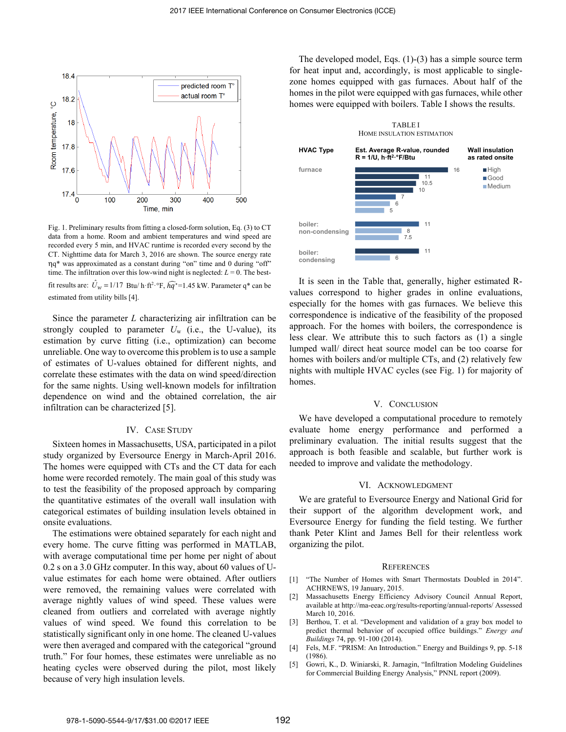18.4
18.2
18
17.8
17.6
17.4
Room temperature, °C
0
100
200
300
400
500
Time, min
predicted room T°
actual room T°

Fig. 1. Preliminary results from fitting a closed-form solution, Eq. (3) to CT data from a home. Room and ambient temperatures and wind speed are recorded every 5 min, and HVAC runtime is recorded every second by the CT. Nighttime data for March 3, 2016 are shown. The source energy rate $\eta q^*$ was approximated as a constant during "on" time and 0 during "off" time. The infiltration over this low-wind night is neglected: $L = 0$. The best-fit results are: $\hat{U}_W = 1/17$ Btu/ h·ft²·°F, $\widehat{hq^*}$=1.45 kW. Parameter q* can be estimated from utility bills [4].

Since the parameter $L$ characterizing air infiltration can be strongly coupled to parameter $U_w$ (i.e., the U-value), its estimation by curve fitting (i.e., optimization) can become unreliable. One way to overcome this problem is to use a sample of estimates of U-values obtained for different nights, and correlate these estimates with the data on wind speed/direction for the same nights. Using well-known models for infiltration dependence on wind and the obtained correlation, the air infiltration can be characterized [5].

## IV. Case Study

Sixteen homes in Massachusetts, USA, participated in a pilot study organized by Eversource Energy in March-April 2016. The homes were equipped with CTs and the CT data for each home were recorded remotely. The main goal of this study was to test the feasibility of the proposed approach by comparing the quantitative estimates of the overall wall insulation with categorical estimates of building insulation levels obtained in onsite evaluations.

The estimations were obtained separately for each night and every home. The curve fitting was performed in MATLAB, with average computational time per home per night of about 0.2 s on a 3.0 GHz computer. In this way, about 60 values of U-value estimates for each home were obtained. After outliers were removed, the remaining values were correlated with average nightly values of wind speed. These values were cleaned from outliers and correlated with average nightly values of wind speed. We found this correlation to be statistically significant only in one home. The cleaned U-values were then averaged and compared with the categorical "ground truth." For four homes, these estimates were unreliable as no heating cycles were observed during the pilot, most likely because of very high insulation levels.

The developed model, Eqs. (1)-(3) has a simple source term for heat input and, accordingly, is most applicable to single-zone homes equipped with gas furnaces. About half of the homes in the pilot were equipped with gas furnaces, while other homes were equipped with boilers. Table I shows the results.

TABLE I
HOME INSULATION ESTIMATION

HVAC Type
Est. Average R-value, rounded
R = 1/U, h·ft²·°F/Btu
Wall insulation as rated onsite
furnace
16
11
10.5
10
7
6
5
boiler: non-condensing
11
8
7.5
boiler: condensing
11
6
High
Good
Medium

It is seen in the Table that, generally, higher estimated R-values correspond to higher grades in online evaluations, especially for the homes with gas furnaces. We believe this correspondence is indicative of the feasibility of the proposed approach. For the homes with boilers, the correspondence is less clear. We attribute this to such factors as (1) a single lumped wall/ direct heat source model can be too coarse for homes with boilers and/or multiple CTs, and (2) relatively few nights with multiple HVAC cycles (see Fig. 1) for majority of homes.

## V. Conclusion

We have developed a computational procedure to remotely evaluate home energy performance and performed a preliminary evaluation. The initial results suggest that the approach is both feasible and scalable, but further work is needed to improve and validate the methodology.

## VI. Acknowledgment

We are grateful to Eversource Energy and National Grid for their support of the algorithm development work, and Eversource Energy for funding the field testing. We further thank Peter Klint and James Bell for their relentless work organizing the pilot.

## References

[1] "The Number of Homes with Smart Thermostats Doubled in 2014". ACHRNEWS, 19 January, 2015.

[2] Massachusetts Energy Efficiency Advisory Council Annual Report, available at http://ma-eeac.org/results-reporting/annual-reports/ Assessed March 10, 2016.

[3] Berthou, T. et al. "Development and validation of a gray box model to predict thermal behavior of occupied office buildings." *Energy and Buildings* 74, pp. 91-100 (2014).

[4] Fels, M.F. "PRISM: An Introduction." Energy and Buildings 9, pp. 5-18 (1986).

[5] Gowri, K., D. Winiarski, R. Jarnagin, "Infiltration Modeling Guidelines for Commercial Building Energy Analysis," PNNL report (2009).